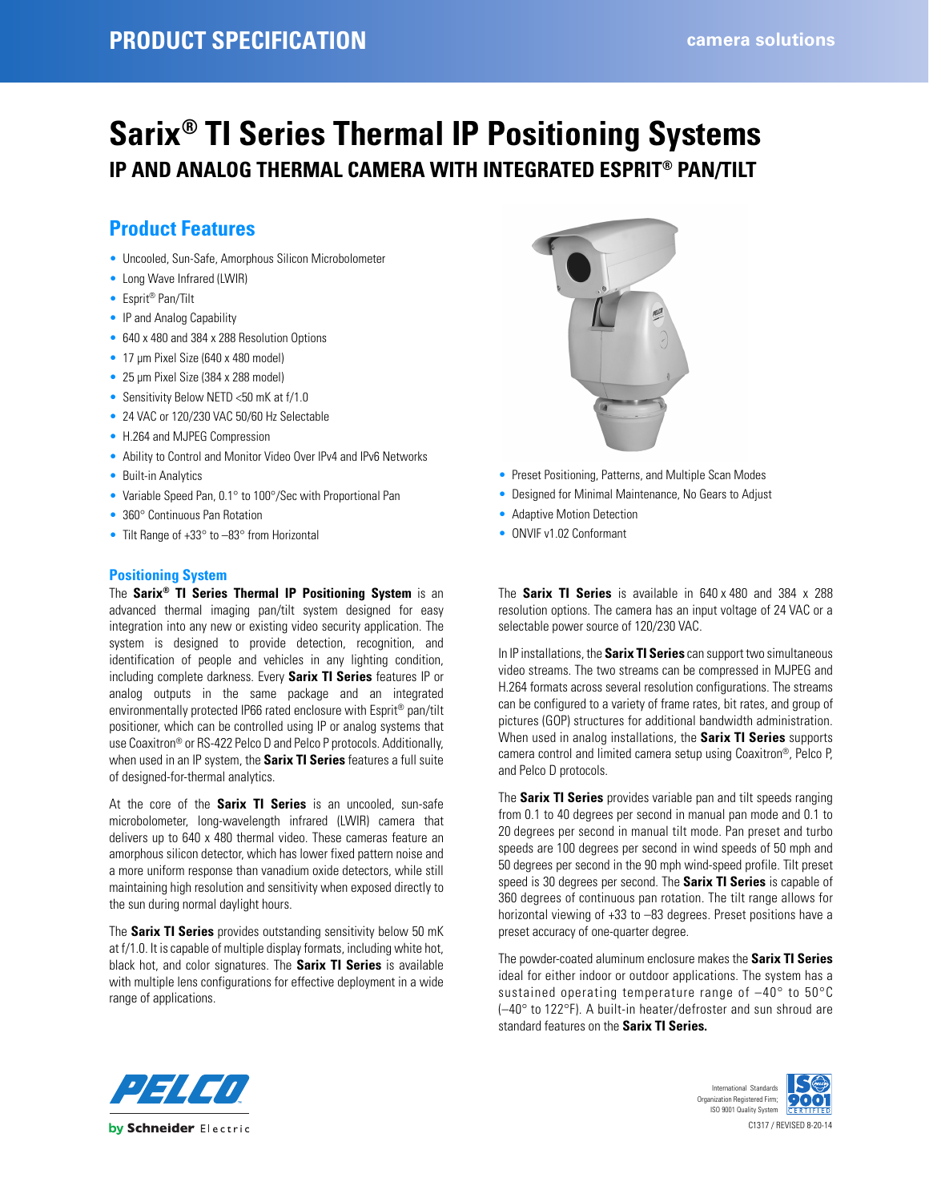PRODUCT SPECIFICATION

camera solutions

# Sarix® TI Series Thermal IP Positioning Systems

## IP AND ANALOG THERMAL CAMERA WITH INTEGRATED ESPRIT® PAN/TILT

## Product Features

- Uncooled, Sun-Safe, Amorphous Silicon Microbolometer
- Long Wave Infrared (LWIR)
- Esprit® Pan/Tilt
- IP and Analog Capability
- 640 x 480 and 384 x 288 Resolution Options
- 17 µm Pixel Size (640 x 480 model)
- 25 µm Pixel Size (384 x 288 model)
- Sensitivity Below NETD <50 mK at f/1.0
- 24 VAC or 120/230 VAC 50/60 Hz Selectable
- H.264 and MJPEG Compression
- Ability to Control and Monitor Video Over IPv4 and IPv6 Networks
- Built-in Analytics
- Variable Speed Pan, 0.1° to 100°/Sec with Proportional Pan
- 360° Continuous Pan Rotation
- Tilt Range of +33° to –83° from Horizontal
- Preset Positioning, Patterns, and Multiple Scan Modes
- Designed for Minimal Maintenance, No Gears to Adjust
- Adaptive Motion Detection
- ONVIF v1.02 Conformant

### Positioning System

The **Sarix® TI Series Thermal IP Positioning System** is an advanced thermal imaging pan/tilt system designed for easy integration into any new or existing video security application. The system is designed to provide detection, recognition, and identification of people and vehicles in any lighting condition, including complete darkness. Every **Sarix TI Series** features IP or analog outputs in the same package and an integrated environmentally protected IP66 rated enclosure with Esprit® pan/tilt positioner, which can be controlled using IP or analog systems that use Coaxitron® or RS-422 Pelco D and Pelco P protocols. Additionally, when used in an IP system, the **Sarix TI Series** features a full suite of designed-for-thermal analytics.

At the core of the **Sarix TI Series** is an uncooled, sun-safe microbolometer, long-wavelength infrared (LWIR) camera that delivers up to 640 x 480 thermal video. These cameras feature an amorphous silicon detector, which has lower fixed pattern noise and a more uniform response than vanadium oxide detectors, while still maintaining high resolution and sensitivity when exposed directly to the sun during normal daylight hours.

The **Sarix TI Series** provides outstanding sensitivity below 50 mK at f/1.0. It is capable of multiple display formats, including white hot, black hot, and color signatures. The **Sarix TI Series** is available with multiple lens configurations for effective deployment in a wide range of applications.

The **Sarix TI Series** is available in 640 x 480 and 384 x 288 resolution options. The camera has an input voltage of 24 VAC or a selectable power source of 120/230 VAC.

In IP installations, the **Sarix TI Series** can support two simultaneous video streams. The two streams can be compressed in MJPEG and H.264 formats across several resolution configurations. The streams can be configured to a variety of frame rates, bit rates, and group of pictures (GOP) structures for additional bandwidth administration. When used in analog installations, the **Sarix TI Series** supports camera control and limited camera setup using Coaxitron®, Pelco P, and Pelco D protocols.

The **Sarix TI Series** provides variable pan and tilt speeds ranging from 0.1 to 40 degrees per second in manual pan mode and 0.1 to 20 degrees per second in manual tilt mode. Pan preset and turbo speeds are 100 degrees per second in wind speeds of 50 mph and 50 degrees per second in the 90 mph wind-speed profile. Tilt preset speed is 30 degrees per second. The **Sarix TI Series** is capable of 360 degrees of continuous pan rotation. The tilt range allows for horizontal viewing of +33 to –83 degrees. Preset positions have a preset accuracy of one-quarter degree.

The powder-coated aluminum enclosure makes the **Sarix TI Series** ideal for either indoor or outdoor applications. The system has a sustained operating temperature range of –40° to 50°C (–40° to 122°F). A built-in heater/defroster and sun shroud are standard features on the **Sarix TI Series.**

PELCO by Schneider Electric

International Standards Organization Registered Firm; ISO 9001 Quality System

C1317 / REVISED 8-20-14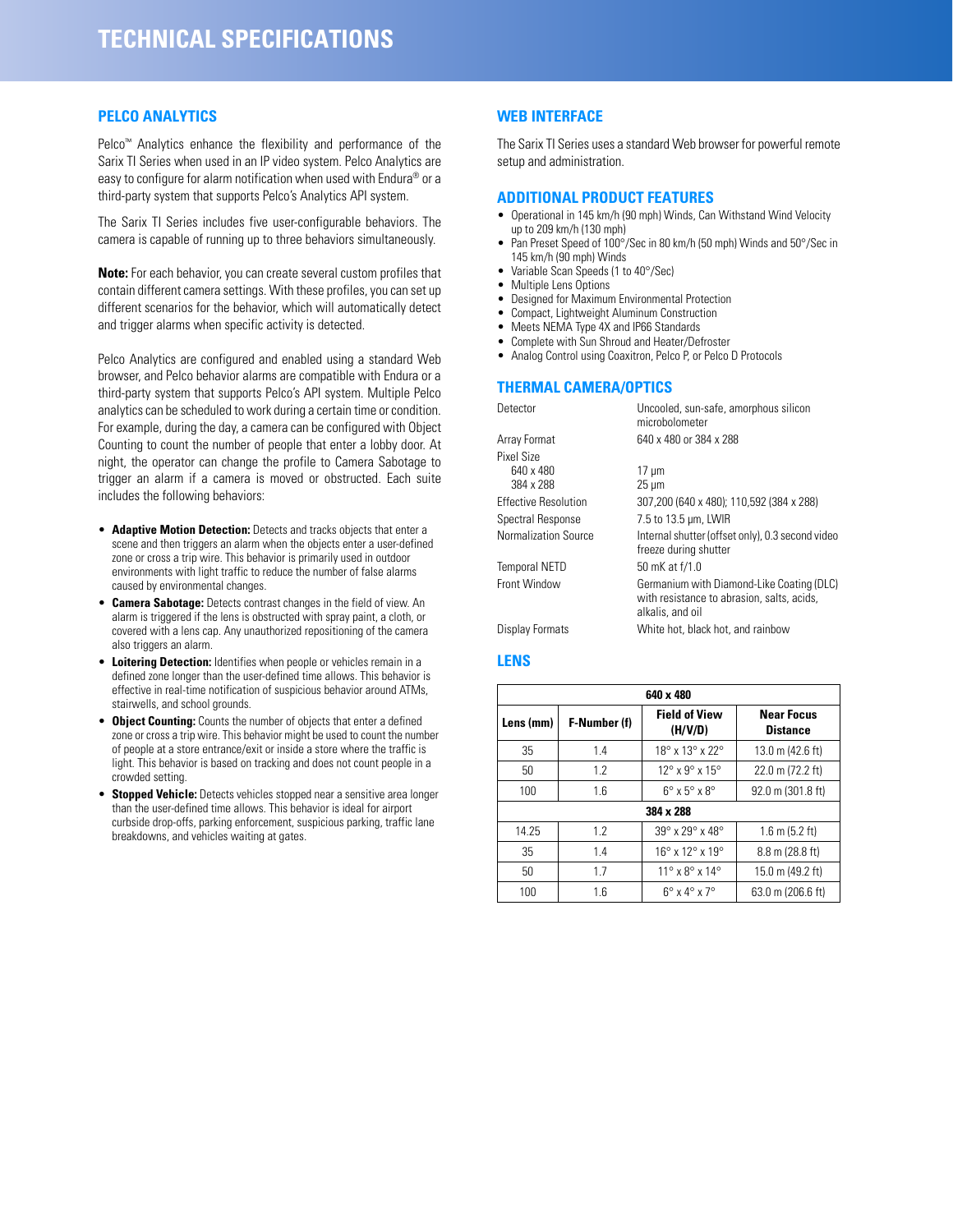# TECHNICAL SPECIFICATIONS

## PELCO ANALYTICS

Pelco™ Analytics enhance the flexibility and performance of the Sarix TI Series when used in an IP video system. Pelco Analytics are easy to configure for alarm notification when used with Endura® or a third-party system that supports Pelco's Analytics API system.

The Sarix TI Series includes five user-configurable behaviors. The camera is capable of running up to three behaviors simultaneously.

**Note:** For each behavior, you can create several custom profiles that contain different camera settings. With these profiles, you can set up different scenarios for the behavior, which will automatically detect and trigger alarms when specific activity is detected.

Pelco Analytics are configured and enabled using a standard Web browser, and Pelco behavior alarms are compatible with Endura or a third-party system that supports Pelco's API system. Multiple Pelco analytics can be scheduled to work during a certain time or condition. For example, during the day, a camera can be configured with Object Counting to count the number of people that enter a lobby door. At night, the operator can change the profile to Camera Sabotage to trigger an alarm if a camera is moved or obstructed. Each suite includes the following behaviors:

- **Adaptive Motion Detection:** Detects and tracks objects that enter a scene and then triggers an alarm when the objects enter a user-defined zone or cross a trip wire. This behavior is primarily used in outdoor environments with light traffic to reduce the number of false alarms caused by environmental changes.
- **Camera Sabotage:** Detects contrast changes in the field of view. An alarm is triggered if the lens is obstructed with spray paint, a cloth, or covered with a lens cap. Any unauthorized repositioning of the camera also triggers an alarm.
- **Loitering Detection:** Identifies when people or vehicles remain in a defined zone longer than the user-defined time allows. This behavior is effective in real-time notification of suspicious behavior around ATMs, stairwells, and school grounds.
- **Object Counting:** Counts the number of objects that enter a defined zone or cross a trip wire. This behavior might be used to count the number of people at a store entrance/exit or inside a store where the traffic is light. This behavior is based on tracking and does not count people in a crowded setting.
- **Stopped Vehicle:** Detects vehicles stopped near a sensitive area longer than the user-defined time allows. This behavior is ideal for airport curbside drop-offs, parking enforcement, suspicious parking, traffic lane breakdowns, and vehicles waiting at gates.

## WEB INTERFACE

The Sarix TI Series uses a standard Web browser for powerful remote setup and administration.

## ADDITIONAL PRODUCT FEATURES

- Operational in 145 km/h (90 mph) Winds, Can Withstand Wind Velocity up to 209 km/h (130 mph)
- Pan Preset Speed of 100°/Sec in 80 km/h (50 mph) Winds and 50°/Sec in 145 km/h (90 mph) Winds
- Variable Scan Speeds (1 to 40°/Sec)
- Multiple Lens Options
- Designed for Maximum Environmental Protection
- Compact, Lightweight Aluminum Construction
- Meets NEMA Type 4X and IP66 Standards
- Complete with Sun Shroud and Heater/Defroster
- Analog Control using Coaxitron, Pelco P, or Pelco D Protocols

## THERMAL CAMERA/OPTICS

| | |
|---|---|
| Detector | Uncooled, sun-safe, amorphous silicon microbolometer |
| Array Format | 640 x 480 or 384 x 288 |
| Pixel Size | |
| 640 x 480 | 17 µm |
| 384 x 288 | 25 µm |
| Effective Resolution | 307,200 (640 x 480); 110,592 (384 x 288) |
| Spectral Response | 7.5 to 13.5 µm, LWIR |
| Normalization Source | Internal shutter (offset only), 0.3 second video freeze during shutter |
| Temporal NETD | 50 mK at f/1.0 |
| Front Window | Germanium with Diamond-Like Coating (DLC) with resistance to abrasion, salts, acids, alkalis, and oil |
| Display Formats | White hot, black hot, and rainbow |

## LENS

| 640 x 480 | | | |
|---|---|---|---|
| **Lens (mm)** | **F-Number (f)** | **Field of View (H/V/D)** | **Near Focus Distance** |
| 35 | 1.4 | 18° x 13° x 22° | 13.0 m (42.6 ft) |
| 50 | 1.2 | 12° x 9° x 15° | 22.0 m (72.2 ft) |
| 100 | 1.6 | 6° x 5° x 8° | 92.0 m (301.8 ft) |
| **384 x 288** | | | |
| 14.25 | 1.2 | 39° x 29° x 48° | 1.6 m (5.2 ft) |
| 35 | 1.4 | 16° x 12° x 19° | 8.8 m (28.8 ft) |
| 50 | 1.7 | 11° x 8° x 14° | 15.0 m (49.2 ft) |
| 100 | 1.6 | 6° x 4° x 7° | 63.0 m (206.6 ft) |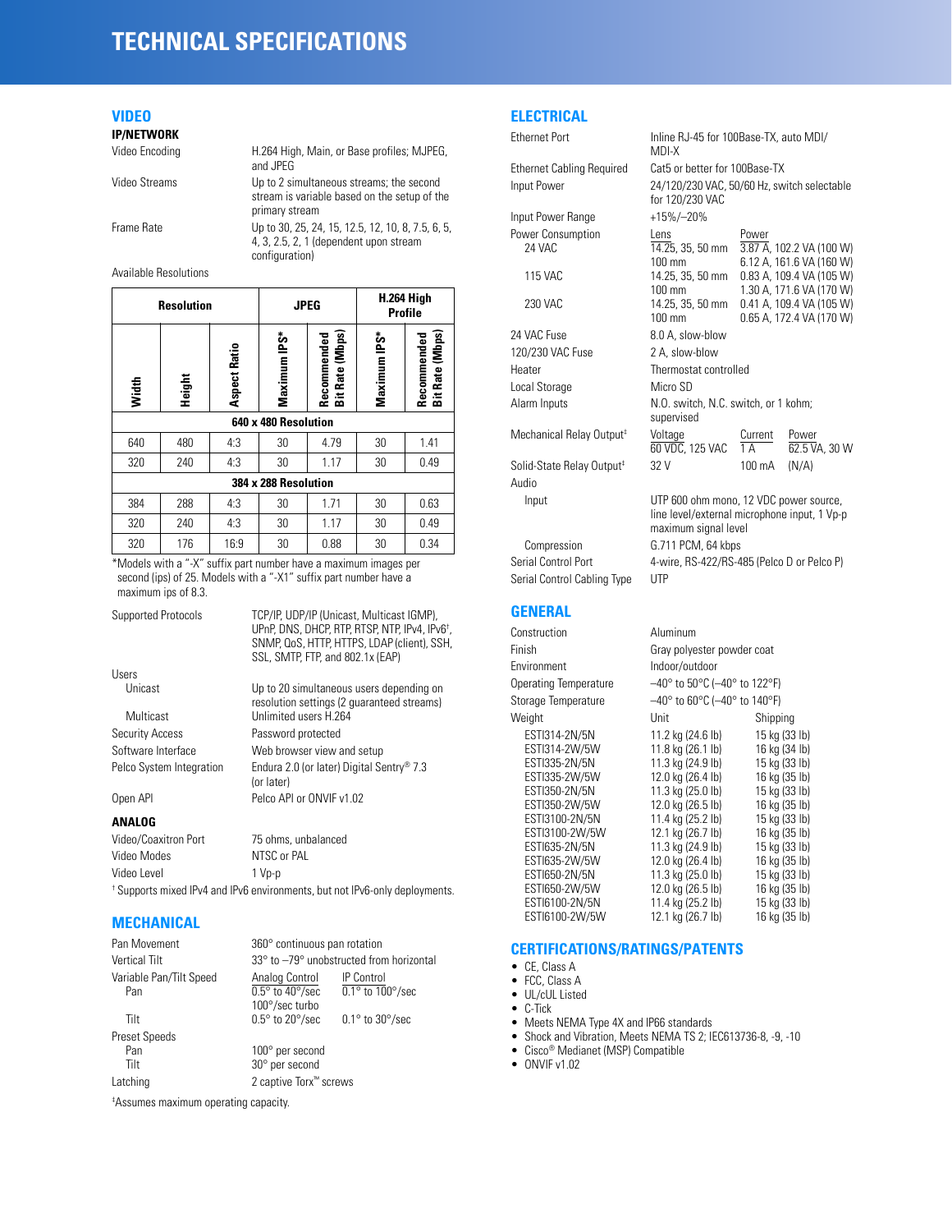# TECHNICAL SPECIFICATIONS

## VIDEO

### IP/NETWORK

| | |
|---|---|
| Video Encoding | H.264 High, Main, or Base profiles; MJPEG, and JPEG |
| Video Streams | Up to 2 simultaneous streams; the second stream is variable based on the setup of the primary stream |
| Frame Rate | Up to 30, 25, 24, 15, 12.5, 12, 10, 8, 7.5, 6, 5, 4, 3, 2.5, 2, 1 (dependent upon stream configuration) |

Available Resolutions

| Resolution | | | JPEG | | H.264 High Profile | |
|---|---|---|---|---|---|---|
| Width | Height | Aspect Ratio | Maximum IPS* | Recommended Bit Rate (Mbps) | Maximum IPS* | Recommended Bit Rate (Mbps) |
| **640 x 480 Resolution** | | | | | | |
| 640 | 480 | 4:3 | 30 | 4.79 | 30 | 1.41 |
| 320 | 240 | 4:3 | 30 | 1.17 | 30 | 0.49 |
| **384 x 288 Resolution** | | | | | | |
| 384 | 288 | 4:3 | 30 | 1.71 | 30 | 0.63 |
| 320 | 240 | 4:3 | 30 | 1.17 | 30 | 0.49 |
| 320 | 176 | 16:9 | 30 | 0.88 | 30 | 0.34 |

*Models with a "-X" suffix part number have a maximum images per second (ips) of 25. Models with a "-X1" suffix part number have a maximum ips of 8.3.

| | |
|---|---|
| Supported Protocols | TCP/IP, UDP/IP (Unicast, Multicast IGMP), UPnP, DNS, DHCP, RTP, RTSP, NTP, IPv4, IPv6†, SNMP, QoS, HTTP, HTTPS, LDAP (client), SSH, SSL, SMTP, FTP, and 802.1x (EAP) |
| Users | |
| Unicast | Up to 20 simultaneous users depending on resolution settings (2 guaranteed streams) |
| Multicast | Unlimited users H.264 |
| Security Access | Password protected |
| Software Interface | Web browser view and setup |
| Pelco System Integration | Endura 2.0 (or later) Digital Sentry® 7.3 (or later) |
| Open API | Pelco API or ONVIF v1.02 |

### ANALOG

| | |
|---|---|
| Video/Coaxitron Port | 75 ohms, unbalanced |
| Video Modes | NTSC or PAL |
| Video Level | 1 Vp-p |

† Supports mixed IPv4 and IPv6 environments, but not IPv6-only deployments.

## MECHANICAL

| | | |
|---|---|---|
| Pan Movement | 360° continuous pan rotation | |
| Vertical Tilt | 33° to –79° unobstructed from horizontal | |
| Variable Pan/Tilt Speed | Analog Control | IP Control |
| Pan | 0.5° to 40°/sec, 100°/sec turbo | 0.1° to 100°/sec |
| Tilt | 0.5° to 20°/sec | 0.1° to 30°/sec |
| Preset Speeds | | |
| Pan | 100° per second | |
| Tilt | 30° per second | |
| Latching | 2 captive Torx™ screws | |

‡Assumes maximum operating capacity.

## ELECTRICAL

| | | |
|---|---|---|
| Ethernet Port | Inline RJ-45 for 100Base-TX, auto MDI/MDI-X | |
| Ethernet Cabling Required | Cat5 or better for 100Base-TX | |
| Input Power | 24/120/230 VAC, 50/60 Hz, switch selectable for 120/230 VAC | |
| Input Power Range | +15%/–20% | |
| Power Consumption | Lens | Power |
| 24 VAC | 14.25, 35, 50 mm | 3.87 A, 102.2 VA (100 W) |
| | 100 mm | 6.12 A, 161.6 VA (160 W) |
| 115 VAC | 14.25, 35, 50 mm | 0.83 A, 109.4 VA (105 W) |
| | 100 mm | 1.30 A, 171.6 VA (170 W) |
| 230 VAC | 14.25, 35, 50 mm | 0.41 A, 109.4 VA (105 W) |
| | 100 mm | 0.65 A, 172.4 VA (170 W) |
| 24 VAC Fuse | 8.0 A, slow-blow | |
| 120/230 VAC Fuse | 2 A, slow-blow | |
| Heater | Thermostat controlled | |
| Local Storage | Micro SD | |
| Alarm Inputs | N.O. switch, N.C. switch, or 1 kohm; supervised | |

| | Voltage | Current | Power |
|---|---|---|---|
| Mechanical Relay Output‡ | 60 VDC, 125 VAC | 1 A | 62.5 VA, 30 W |
| Solid-State Relay Output‡ | 32 V | 100 mA | (N/A) |

| | |
|---|---|
| Audio | |
| Input | UTP 600 ohm mono, 12 VDC power source, line level/external microphone input, 1 Vp-p maximum signal level |
| Compression | G.711 PCM, 64 kbps |
| Serial Control Port | 4-wire, RS-422/RS-485 (Pelco D or Pelco P) |
| Serial Control Cabling Type | UTP |

## GENERAL

| | |
|---|---|
| Construction | Aluminum |
| Finish | Gray polyester powder coat |
| Environment | Indoor/outdoor |
| Operating Temperature | –40° to 50°C (–40° to 122°F) |
| Storage Temperature | –40° to 60°C (–40° to 140°F) |

| Weight | Unit | Shipping |
|---|---|---|
| ESTI314-2N/5N | 11.2 kg (24.6 lb) | 15 kg (33 lb) |
| ESTI314-2W/5W | 11.8 kg (26.1 lb) | 16 kg (34 lb) |
| ESTI335-2N/5N | 11.3 kg (24.9 lb) | 15 kg (33 lb) |
| ESTI335-2W/5W | 12.0 kg (26.4 lb) | 16 kg (35 lb) |
| ESTI350-2N/5N | 11.3 kg (25.0 lb) | 15 kg (33 lb) |
| ESTI350-2W/5W | 12.0 kg (26.5 lb) | 16 kg (35 lb) |
| ESTI3100-2N/5N | 11.4 kg (25.2 lb) | 15 kg (33 lb) |
| ESTI3100-2W/5W | 12.1 kg (26.7 lb) | 16 kg (35 lb) |
| ESTI635-2N/5N | 11.3 kg (24.9 lb) | 15 kg (33 lb) |
| ESTI635-2W/5W | 12.0 kg (26.4 lb) | 16 kg (35 lb) |
| ESTI650-2N/5N | 11.3 kg (25.0 lb) | 15 kg (33 lb) |
| ESTI650-2W/5W | 12.0 kg (26.5 lb) | 16 kg (35 lb) |
| ESTI6100-2N/5N | 11.4 kg (25.2 lb) | 15 kg (33 lb) |
| ESTI6100-2W/5W | 12.1 kg (26.7 lb) | 16 kg (35 lb) |

## CERTIFICATIONS/RATINGS/PATENTS

- CE, Class A
- FCC, Class A
- UL/cUL Listed
- C-Tick
- Meets NEMA Type 4X and IP66 standards
- Shock and Vibration, Meets NEMA TS 2; IEC613736-8, -9, -10
- Cisco® Medianet (MSP) Compatible
- ONVIF v1.02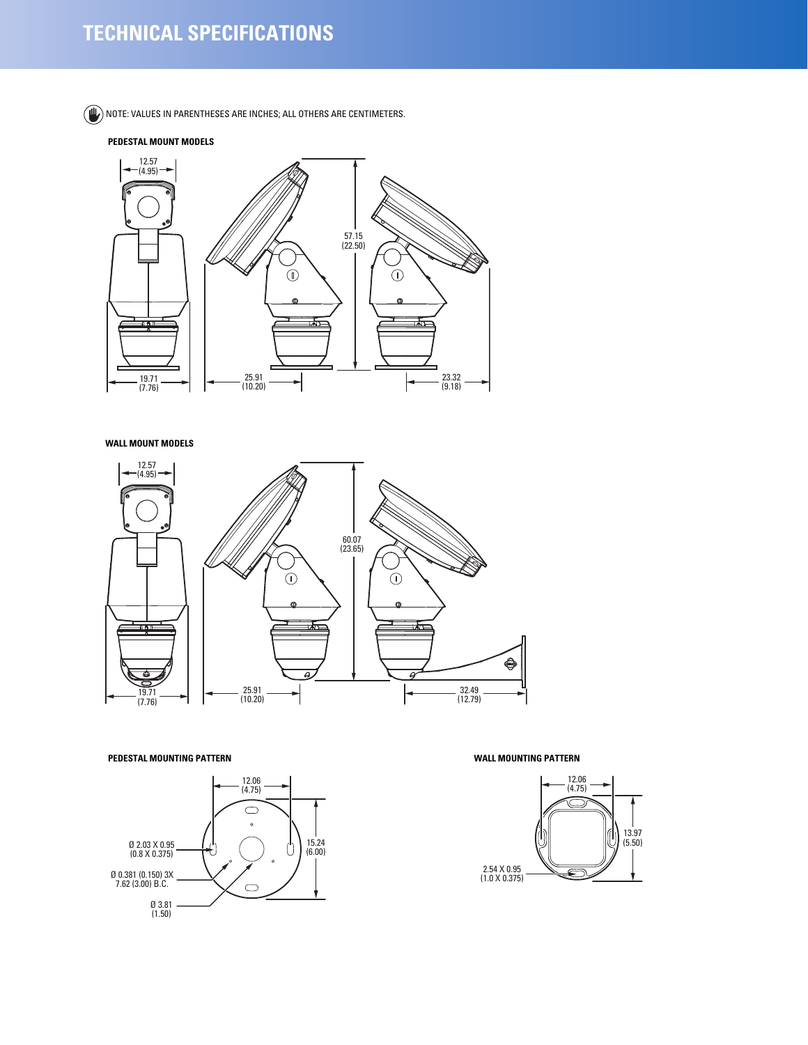# TECHNICAL SPECIFICATIONS

NOTE: VALUES IN PARENTHESES ARE INCHES; ALL OTHERS ARE CENTIMETERS.

**PEDESTAL MOUNT MODELS**

12.57 (4.95)

57.15 (22.50)

19.71 (7.76)

25.91 (10.20)

23.32 (9.18)

**WALL MOUNT MODELS**

12.57 (4.95)

60.07 (23.65)

19.71 (7.76)

25.91 (10.20)

32.49 (12.79)

**PEDESTAL MOUNTING PATTERN**

12.06 (4.75)

15.24 (6.00)

Ø 2.03 X 0.95 (0.8 X 0.375)

Ø 0.381 (0.150) 3X 7.62 (3.00) B.C.

Ø 3.81 (1.50)

**WALL MOUNTING PATTERN**

12.06 (4.75)

13.97 (5.50)

2.54 X 0.95 (1.0 X 0.375)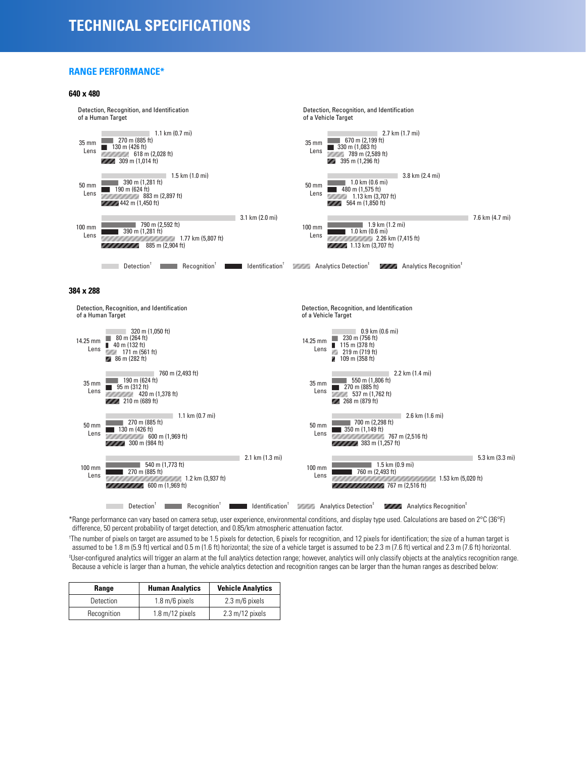# TECHNICAL SPECIFICATIONS

## RANGE PERFORMANCE*

### 640 x 480

**Detection, Recognition, and Identification of a Human Target**

| Lens | Detection† | Recognition† | Identification† | Analytics Detection‡ | Analytics Recognition‡ |
|---|---|---|---|---|---|
| 35 mm Lens | 1.1 km (0.7 mi) | 270 m (885 ft) | 130 m (426 ft) | 618 m (2,028 ft) | 309 m (1,014 ft) |
| 50 mm Lens | 1.5 km (1.0 mi) | 390 m (1,281 ft) | 190 m (624 ft) | 883 m (2,897 ft) | 442 m (1,450 ft) |
| 100 mm Lens | 3.1 km (2.0 mi) | 790 m (2,592 ft) | 390 m (1,281 ft) | 1.77 km (5,807 ft) | 885 m (2,904 ft) |

**Detection, Recognition, and Identification of a Vehicle Target**

| Lens | Detection† | Recognition† | Identification† | Analytics Detection‡ | Analytics Recognition‡ |
|---|---|---|---|---|---|
| 35 mm Lens | 2.7 km (1.7 mi) | 670 m (2,199 ft) | 330 m (1,083 ft) | 789 m (2,589 ft) | 395 m (1,296 ft) |
| 50 mm Lens | 3.8 km (2.4 mi) | 1.0 km (0.6 mi) | 480 m (1,575 ft) | 1.13 km (3,707 ft) | 564 m (1,850 ft) |
| 100 mm Lens | 7.6 km (4.7 mi) | 1.9 km (1.2 mi) | 1.0 km (0.6 mi) | 2.26 km (7,415 ft) | 1.13 km (3,707 ft) |

### 384 x 288

**Detection, Recognition, and Identification of a Human Target**

| Lens | Detection† | Recognition† | Identification† | Analytics Detection‡ | Analytics Recognition‡ |
|---|---|---|---|---|---|
| 14.25 mm Lens | 320 m (1,050 ft) | 80 m (264 ft) | 40 m (132 ft) | 171 m (561 ft) | 86 m (282 ft) |
| 35 mm Lens | 760 m (2,493 ft) | 190 m (624 ft) | 95 m (312 ft) | 420 m (1,378 ft) | 210 m (689 ft) |
| 50 mm Lens | 1.1 km (0.7 mi) | 270 m (885 ft) | 130 m (426 ft) | 600 m (1,969 ft) | 300 m (984 ft) |
| 100 mm Lens | 2.1 km (1.3 mi) | 540 m (1,773 ft) | 270 m (885 ft) | 1.2 km (3,937 ft) | 600 m (1,969 ft) |

**Detection, Recognition, and Identification of a Vehicle Target**

| Lens | Detection† | Recognition† | Identification† | Analytics Detection‡ | Analytics Recognition‡ |
|---|---|---|---|---|---|
| 14.25 mm Lens | 0.9 km (0.6 mi) | 230 m (756 ft) | 115 m (378 ft) | 219 m (719 ft) | 109 m (358 ft) |
| 35 mm Lens | 2.2 km (1.4 mi) | 550 m (1,806 ft) | 270 m (885 ft) | 537 m (1,762 ft) | 268 m (879 ft) |
| 50 mm Lens | 2.6 km (1.6 mi) | 700 m (2,298 ft) | 350 m (1,149 ft) | 767 m (2,516 ft) | 383 m (1,257 ft) |
| 100 mm Lens | 5.3 km (3.3 mi) | 1.5 km (0.9 mi) | 760 m (2,493 ft) | 1.53 km (5,020 ft) | 767 m (2,516 ft) |

*Range performance can vary based on camera setup, user experience, environmental conditions, and display type used. Calculations are based on 2°C (36°F) difference, 50 percent probability of target detection, and 0.85/km atmospheric attenuation factor.

†The number of pixels on target are assumed to be 1.5 pixels for detection, 6 pixels for recognition, and 12 pixels for identification; the size of a human target is assumed to be 1.8 m (5.9 ft) vertical and 0.5 m (1.6 ft) horizontal; the size of a vehicle target is assumed to be 2.3 m (7.6 ft) vertical and 2.3 m (7.6 ft) horizontal.

‡User-configured analytics will trigger an alarm at the full analytics detection range; however, analytics will only classify objects at the analytics recognition range. Because a vehicle is larger than a human, the vehicle analytics detection and recognition ranges can be larger than the human ranges as described below:

| Range | Human Analytics | Vehicle Analytics |
|---|---|---|
| Detection | 1.8 m/6 pixels | 2.3 m/6 pixels |
| Recognition | 1.8 m/12 pixels | 2.3 m/12 pixels |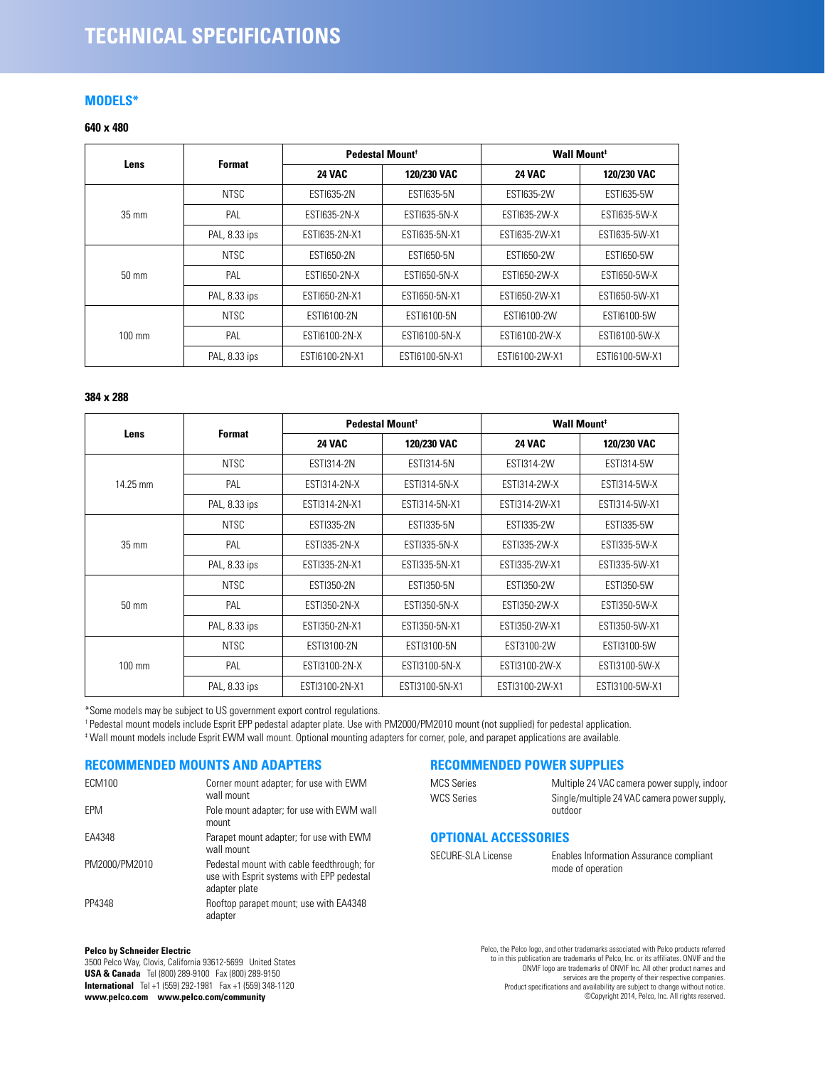# TECHNICAL SPECIFICATIONS

## MODELS*

### 640 x 480

| Lens | Format | Pedestal Mount† | | Wall Mount‡ | |
|---|---|---|---|---|---|
| | | 24 VAC | 120/230 VAC | 24 VAC | 120/230 VAC |
| 35 mm | NTSC | ESTI635-2N | ESTI635-5N | ESTI635-2W | ESTI635-5W |
| | PAL | ESTI635-2N-X | ESTI635-5N-X | ESTI635-2W-X | ESTI635-5W-X |
| | PAL, 8.33 ips | ESTI635-2N-X1 | ESTI635-5N-X1 | ESTI635-2W-X1 | ESTI635-5W-X1 |
| 50 mm | NTSC | ESTI650-2N | ESTI650-5N | ESTI650-2W | ESTI650-5W |
| | PAL | ESTI650-2N-X | ESTI650-5N-X | ESTI650-2W-X | ESTI650-5W-X |
| | PAL, 8.33 ips | ESTI650-2N-X1 | ESTI650-5N-X1 | ESTI650-2W-X1 | ESTI650-5W-X1 |
| 100 mm | NTSC | ESTI6100-2N | ESTI6100-5N | ESTI6100-2W | ESTI6100-5W |
| | PAL | ESTI6100-2N-X | ESTI6100-5N-X | ESTI6100-2W-X | ESTI6100-5W-X |
| | PAL, 8.33 ips | ESTI6100-2N-X1 | ESTI6100-5N-X1 | ESTI6100-2W-X1 | ESTI6100-5W-X1 |

### 384 x 288

| Lens | Format | Pedestal Mount† | | Wall Mount‡ | |
|---|---|---|---|---|---|
| | | 24 VAC | 120/230 VAC | 24 VAC | 120/230 VAC |
| 14.25 mm | NTSC | ESTI314-2N | ESTI314-5N | ESTI314-2W | ESTI314-5W |
| | PAL | ESTI314-2N-X | ESTI314-5N-X | ESTI314-2W-X | ESTI314-5W-X |
| | PAL, 8.33 ips | ESTI314-2N-X1 | ESTI314-5N-X1 | ESTI314-2W-X1 | ESTI314-5W-X1 |
| 35 mm | NTSC | ESTI335-2N | ESTI335-5N | ESTI335-2W | ESTI335-5W |
| | PAL | ESTI335-2N-X | ESTI335-5N-X | ESTI335-2W-X | ESTI335-5W-X |
| | PAL, 8.33 ips | ESTI335-2N-X1 | ESTI335-5N-X1 | ESTI335-2W-X1 | ESTI335-5W-X1 |
| 50 mm | NTSC | ESTI350-2N | ESTI350-5N | ESTI350-2W | ESTI350-5W |
| | PAL | ESTI350-2N-X | ESTI350-5N-X | ESTI350-2W-X | ESTI350-5W-X |
| | PAL, 8.33 ips | ESTI350-2N-X1 | ESTI350-5N-X1 | ESTI350-2W-X1 | ESTI350-5W-X1 |
| 100 mm | NTSC | ESTI3100-2N | ESTI3100-5N | EST3100-2W | ESTI3100-5W |
| | PAL | ESTI3100-2N-X | ESTI3100-5N-X | ESTI3100-2W-X | ESTI3100-5W-X |
| | PAL, 8.33 ips | ESTI3100-2N-X1 | ESTI3100-5N-X1 | ESTI3100-2W-X1 | ESTI3100-5W-X1 |

*Some models may be subject to US government export control regulations.

† Pedestal mount models include Esprit EPP pedestal adapter plate. Use with PM2000/PM2010 mount (not supplied) for pedestal application.

‡ Wall mount models include Esprit EWM wall mount. Optional mounting adapters for corner, pole, and parapet applications are available.

## RECOMMENDED MOUNTS AND ADAPTERS

| | |
|---|---|
| ECM100 | Corner mount adapter; for use with EWM wall mount |
| EPM | Pole mount adapter; for use with EWM wall mount |
| EA4348 | Parapet mount adapter; for use with EWM wall mount |
| PM2000/PM2010 | Pedestal mount with cable feedthrough; for use with Esprit systems with EPP pedestal adapter plate |
| PP4348 | Rooftop parapet mount; use with EA4348 adapter |

## RECOMMENDED POWER SUPPLIES

| | |
|---|---|
| MCS Series | Multiple 24 VAC camera power supply, indoor |
| WCS Series | Single/multiple 24 VAC camera power supply, outdoor |

## OPTIONAL ACCESSORIES

| | |
|---|---|
| SECURE-SLA License | Enables Information Assurance compliant mode of operation |

**Pelco by Schneider Electric**
3500 Pelco Way, Clovis, California 93612-5699 United States
**USA & Canada** Tel (800) 289-9100 Fax (800) 289-9150
**International** Tel +1 (559) 292-1981 Fax +1 (559) 348-1120
**www.pelco.com www.pelco.com/community**

Pelco, the Pelco logo, and other trademarks associated with Pelco products referred to in this publication are trademarks of Pelco, Inc. or its affiliates. ONVIF and the ONVIF logo are trademarks of ONVIF Inc. All other product names and services are the property of their respective companies. Product specifications and availability are subject to change without notice. ©Copyright 2014, Pelco, Inc. All rights reserved.